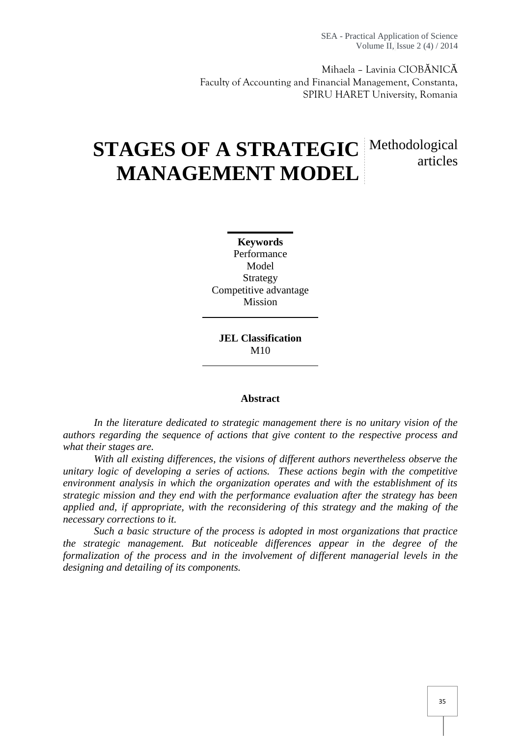Mihaela – Lavinia CIOBĂNICĂ
Faculty of Accounting and Financial Management, Constanta,
SPIRU HARET University, Romania

# STAGES OF A STRATEGIC MANAGEMENT MODEL

Methodological articles

**Keywords**
Performance
Model
Strategy
Competitive advantage
Mission

**JEL Classification**
M10

## Abstract

*In the literature dedicated to strategic management there is no unitary vision of the authors regarding the sequence of actions that give content to the respective process and what their stages are.*

*With all existing differences, the visions of different authors nevertheless observe the unitary logic of developing a series of actions. These actions begin with the competitive environment analysis in which the organization operates and with the establishment of its strategic mission and they end with the performance evaluation after the strategy has been applied and, if appropriate, with the reconsidering of this strategy and the making of the necessary corrections to it.*

*Such a basic structure of the process is adopted in most organizations that practice the strategic management. But noticeable differences appear in the degree of the formalization of the process and in the involvement of different managerial levels in the designing and detailing of its components.*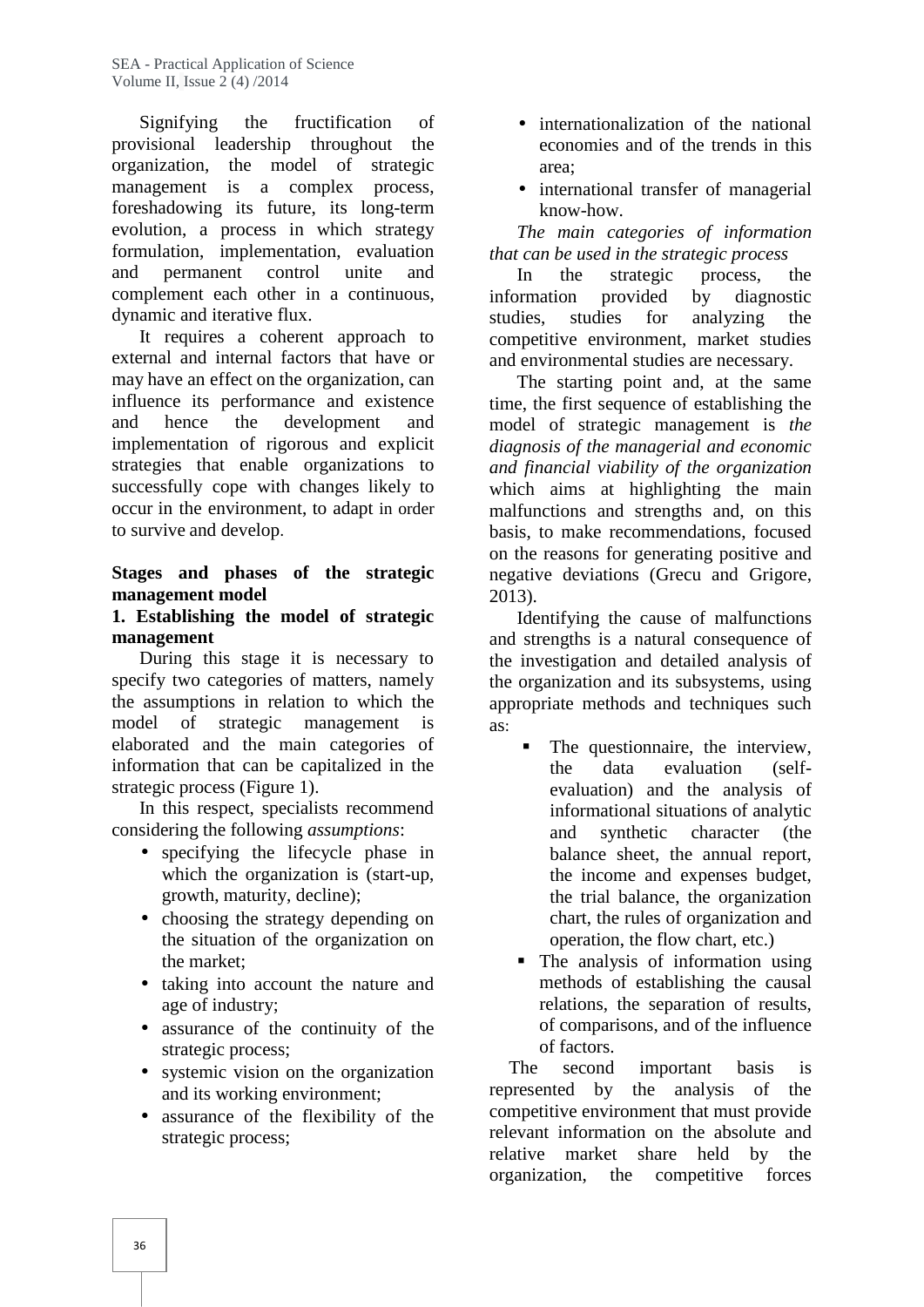Signifying the fructification of provisional leadership throughout the organization, the model of strategic management is a complex process, foreshadowing its future, its long-term evolution, a process in which strategy formulation, implementation, evaluation and permanent control unite and complement each other in a continuous, dynamic and iterative flux.

It requires a coherent approach to external and internal factors that have or may have an effect on the organization, can influence its performance and existence and hence the development and implementation of rigorous and explicit strategies that enable organizations to successfully cope with changes likely to occur in the environment, to adapt in order to survive and develop.

## Stages and phases of the strategic management model

### 1. Establishing the model of strategic management

During this stage it is necessary to specify two categories of matters, namely the assumptions in relation to which the model of strategic management is elaborated and the main categories of information that can be capitalized in the strategic process (Figure 1).

In this respect, specialists recommend considering the following *assumptions*:

- specifying the lifecycle phase in which the organization is (start-up, growth, maturity, decline);
- choosing the strategy depending on the situation of the organization on the market;
- taking into account the nature and age of industry;
- assurance of the continuity of the strategic process;
- systemic vision on the organization and its working environment;
- assurance of the flexibility of the strategic process;
- internationalization of the national economies and of the trends in this area;
- international transfer of managerial know-how.

*The main categories of information that can be used in the strategic process*

In the strategic process, the information provided by diagnostic studies, studies for analyzing the competitive environment, market studies and environmental studies are necessary.

The starting point and, at the same time, the first sequence of establishing the model of strategic management is *the diagnosis of the managerial and economic and financial viability of the organization* which aims at highlighting the main malfunctions and strengths and, on this basis, to make recommendations, focused on the reasons for generating positive and negative deviations (Grecu and Grigore, 2013).

Identifying the cause of malfunctions and strengths is a natural consequence of the investigation and detailed analysis of the organization and its subsystems, using appropriate methods and techniques such as:

- The questionnaire, the interview, the data evaluation (self-evaluation) and the analysis of informational situations of analytic and synthetic character (the balance sheet, the annual report, the income and expenses budget, the trial balance, the organization chart, the rules of organization and operation, the flow chart, etc.)
- The analysis of information using methods of establishing the causal relations, the separation of results, of comparisons, and of the influence of factors.

The second important basis is represented by the analysis of the competitive environment that must provide relevant information on the absolute and relative market share held by the organization, the competitive forces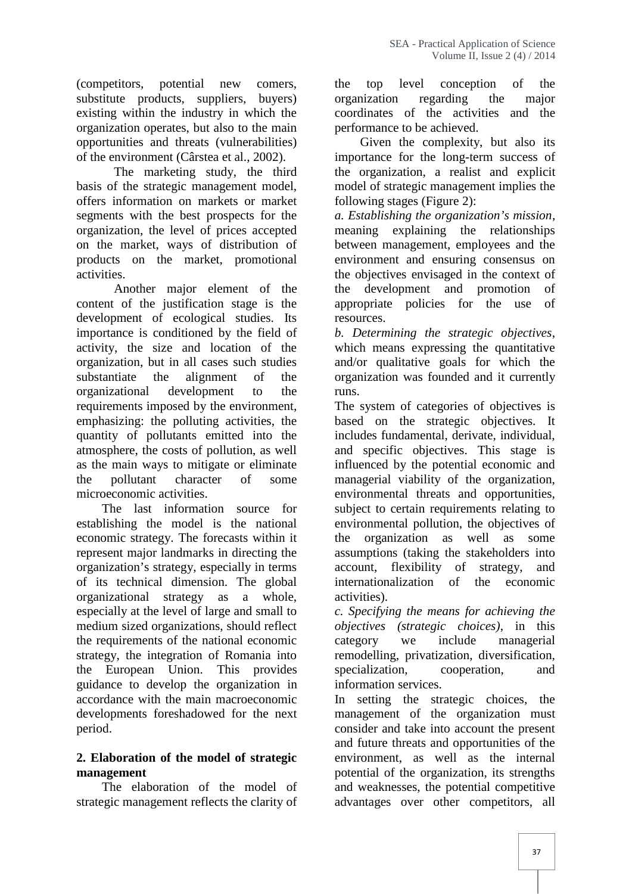(competitors, potential new comers, substitute products, suppliers, buyers) existing within the industry in which the organization operates, but also to the main opportunities and threats (vulnerabilities) of the environment (Cârstea et al., 2002).

The marketing study, the third basis of the strategic management model, offers information on markets or market segments with the best prospects for the organization, the level of prices accepted on the market, ways of distribution of products on the market, promotional activities.

Another major element of the content of the justification stage is the development of ecological studies. Its importance is conditioned by the field of activity, the size and location of the organization, but in all cases such studies substantiate the alignment of the organizational development to the requirements imposed by the environment, emphasizing: the polluting activities, the quantity of pollutants emitted into the atmosphere, the costs of pollution, as well as the main ways to mitigate or eliminate the pollutant character of some microeconomic activities.

The last information source for establishing the model is the national economic strategy. The forecasts within it represent major landmarks in directing the organization's strategy, especially in terms of its technical dimension. The global organizational strategy as a whole, especially at the level of large and small to medium sized organizations, should reflect the requirements of the national economic strategy, the integration of Romania into the European Union. This provides guidance to develop the organization in accordance with the main macroeconomic developments foreshadowed for the next period.

## 2. Elaboration of the model of strategic management

The elaboration of the model of strategic management reflects the clarity of the top level conception of the organization regarding the major coordinates of the activities and the performance to be achieved.

Given the complexity, but also its importance for the long-term success of the organization, a realist and explicit model of strategic management implies the following stages (Figure 2):

*a. Establishing the organization's mission*, meaning explaining the relationships between management, employees and the environment and ensuring consensus on the objectives envisaged in the context of the development and promotion of appropriate policies for the use of resources.

*b. Determining the strategic objectives*, which means expressing the quantitative and/or qualitative goals for which the organization was founded and it currently runs.

The system of categories of objectives is based on the strategic objectives. It includes fundamental, derivate, individual, and specific objectives. This stage is influenced by the potential economic and managerial viability of the organization, environmental threats and opportunities, subject to certain requirements relating to environmental pollution, the objectives of the organization as well as some assumptions (taking the stakeholders into account, flexibility of strategy, and internationalization of the economic activities).

*c. Specifying the means for achieving the objectives (strategic choices)*, in this category we include managerial remodelling, privatization, diversification, specialization, cooperation, and information services.

In setting the strategic choices, the management of the organization must consider and take into account the present and future threats and opportunities of the environment, as well as the internal potential of the organization, its strengths and weaknesses, the potential competitive advantages over other competitors, all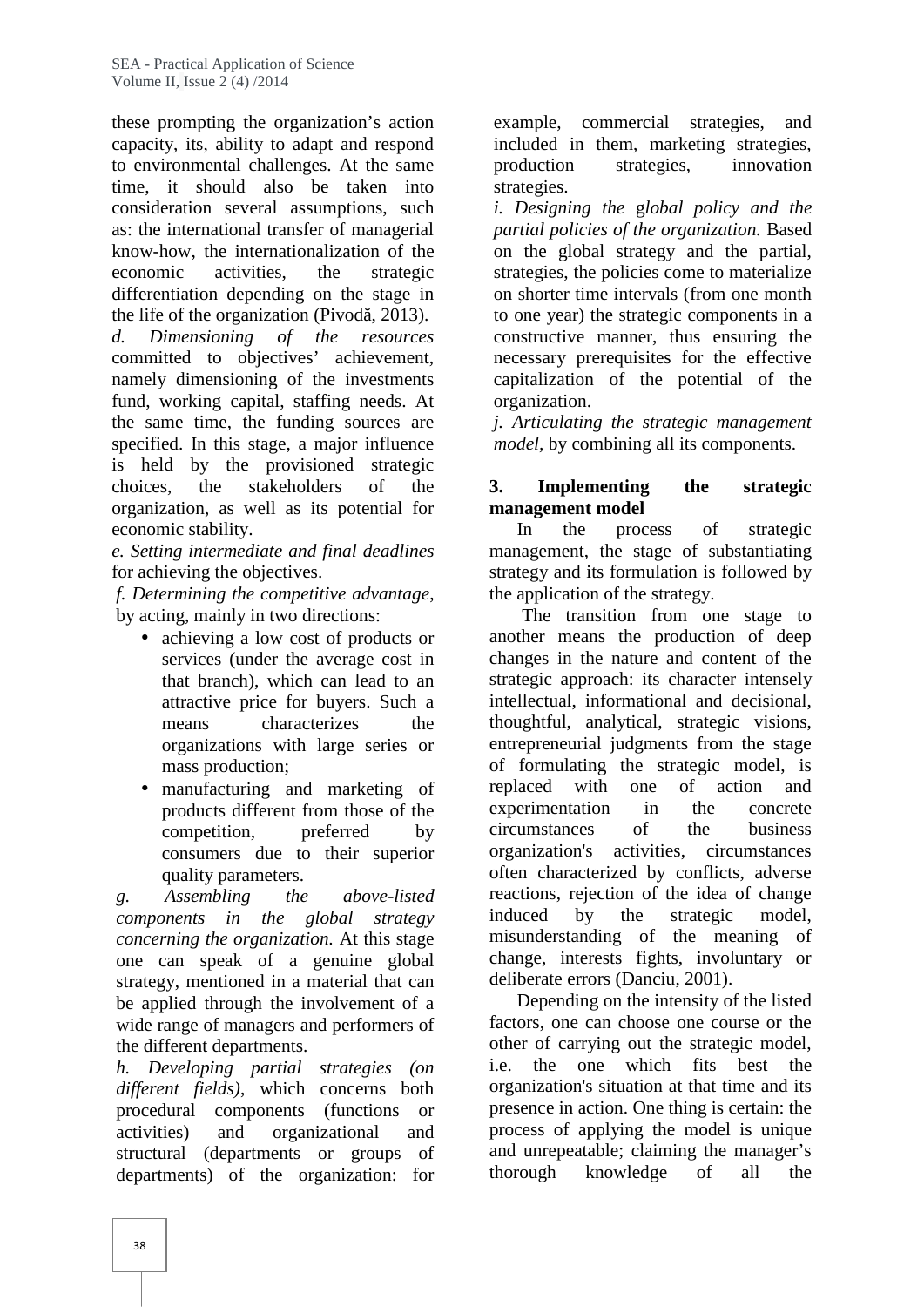these prompting the organization's action capacity, its, ability to adapt and respond to environmental challenges. At the same time, it should also be taken into consideration several assumptions, such as: the international transfer of managerial know-how, the internationalization of the economic activities, the strategic differentiation depending on the stage in the life of the organization (Pivodă, 2013).

*d. Dimensioning of the resources* committed to objectives' achievement, namely dimensioning of the investments fund, working capital, staffing needs. At the same time, the funding sources are specified. In this stage, a major influence is held by the provisioned strategic choices, the stakeholders of the organization, as well as its potential for economic stability.

*e. Setting intermediate and final deadlines* for achieving the objectives.

*f. Determining the competitive advantage*, by acting, mainly in two directions:

- achieving a low cost of products or services (under the average cost in that branch), which can lead to an attractive price for buyers. Such a means characterizes the organizations with large series or mass production;
- manufacturing and marketing of products different from those of the competition, preferred by consumers due to their superior quality parameters.

*g. Assembling the above-listed components in the global strategy concerning the organization.* At this stage one can speak of a genuine global strategy, mentioned in a material that can be applied through the involvement of a wide range of managers and performers of the different departments.

*h. Developing partial strategies (on different fields)*, which concerns both procedural components (functions or activities) and organizational and structural (departments or groups of departments) of the organization: for example, commercial strategies, and included in them, marketing strategies, production strategies, innovation strategies.

*i. Designing the global policy and the partial policies of the organization.* Based on the global strategy and the partial, strategies, the policies come to materialize on shorter time intervals (from one month to one year) the strategic components in a constructive manner, thus ensuring the necessary prerequisites for the effective capitalization of the potential of the organization.

*j. Articulating the strategic management model*, by combining all its components.

## 3. Implementing the strategic management model

In the process of strategic management, the stage of substantiating strategy and its formulation is followed by the application of the strategy.

The transition from one stage to another means the production of deep changes in the nature and content of the strategic approach: its character intensely intellectual, informational and decisional, thoughtful, analytical, strategic visions, entrepreneurial judgments from the stage of formulating the strategic model, is replaced with one of action and experimentation in the concrete circumstances of the business organization's activities, circumstances often characterized by conflicts, adverse reactions, rejection of the idea of change induced by the strategic model, misunderstanding of the meaning of change, interests fights, involuntary or deliberate errors (Danciu, 2001).

Depending on the intensity of the listed factors, one can choose one course or the other of carrying out the strategic model, i.e. the one which fits best the organization's situation at that time and its presence in action. One thing is certain: the process of applying the model is unique and unrepeatable; claiming the manager's thorough knowledge of all the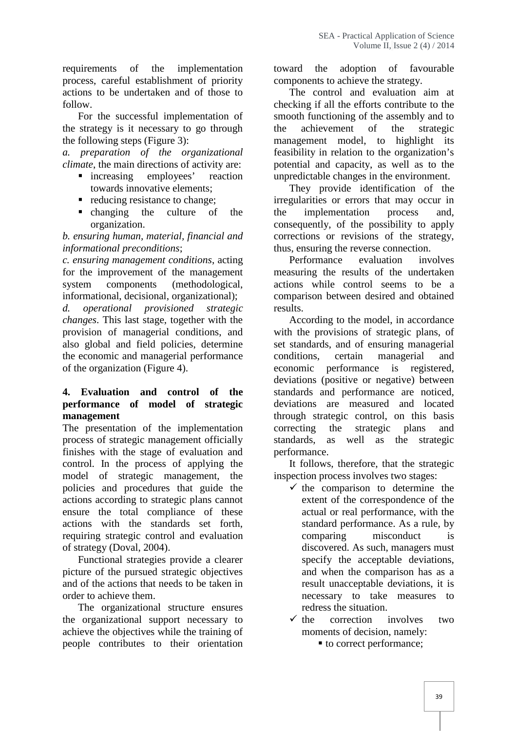requirements of the implementation process, careful establishment of priority actions to be undertaken and of those to follow.

For the successful implementation of the strategy is it necessary to go through the following steps (Figure 3):

*a. preparation of the organizational climate*, the main directions of activity are:

- increasing employees' reaction towards innovative elements;
- reducing resistance to change;
- changing the culture of the organization.

*b. ensuring human, material, financial and informational preconditions*;

*c. ensuring management conditions*, acting for the improvement of the management system components (methodological, informational, decisional, organizational);

*d. operational provisioned strategic changes*. This last stage, together with the provision of managerial conditions, and also global and field policies, determine the economic and managerial performance of the organization (Figure 4).

## 4. Evaluation and control of the performance of model of strategic management

The presentation of the implementation process of strategic management officially finishes with the stage of evaluation and control. In the process of applying the model of strategic management, the policies and procedures that guide the actions according to strategic plans cannot ensure the total compliance of these actions with the standards set forth, requiring strategic control and evaluation of strategy (Doval, 2004).

Functional strategies provide a clearer picture of the pursued strategic objectives and of the actions that needs to be taken in order to achieve them.

The organizational structure ensures the organizational support necessary to achieve the objectives while the training of people contributes to their orientation toward the adoption of favourable components to achieve the strategy.

The control and evaluation aim at checking if all the efforts contribute to the smooth functioning of the assembly and to the achievement of the strategic management model, to highlight its feasibility in relation to the organization's potential and capacity, as well as to the unpredictable changes in the environment.

They provide identification of the irregularities or errors that may occur in the implementation process and, consequently, of the possibility to apply corrections or revisions of the strategy, thus, ensuring the reverse connection.

Performance evaluation involves measuring the results of the undertaken actions while control seems to be a comparison between desired and obtained results.

According to the model, in accordance with the provisions of strategic plans, of set standards, and of ensuring managerial conditions, certain managerial and economic performance is registered, deviations (positive or negative) between standards and performance are noticed, deviations are measured and located through strategic control, on this basis correcting the strategic plans and standards, as well as the strategic performance.

It follows, therefore, that the strategic inspection process involves two stages:

- ✓ the comparison to determine the extent of the correspondence of the actual or real performance, with the standard performance. As a rule, by comparing misconduct is discovered. As such, managers must specify the acceptable deviations, and when the comparison has as a result unacceptable deviations, it is necessary to take measures to redress the situation.
- ✓ the correction involves two moments of decision, namely:
  - to correct performance;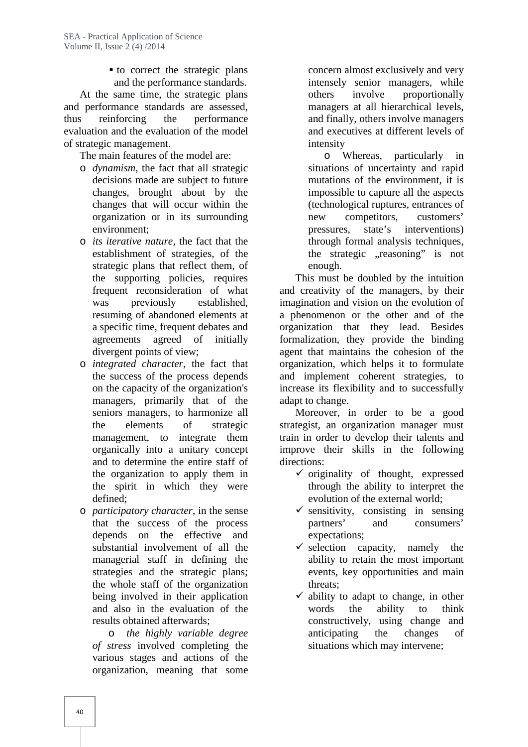- to correct the strategic plans and the performance standards.

At the same time, the strategic plans and performance standards are assessed, thus reinforcing the performance evaluation and the evaluation of the model of strategic management.

The main features of the model are:

- *dynamism*, the fact that all strategic decisions made are subject to future changes, brought about by the changes that will occur within the organization or in its surrounding environment;
- *its iterative nature*, the fact that the establishment of strategies, of the strategic plans that reflect them, of the supporting policies, requires frequent reconsideration of what was previously established, resuming of abandoned elements at a specific time, frequent debates and agreements agreed of initially divergent points of view;
- *integrated character*, the fact that the success of the process depends on the capacity of the organization's managers, primarily that of the seniors managers, to harmonize all the elements of strategic management, to integrate them organically into a unitary concept and to determine the entire staff of the organization to apply them in the spirit in which they were defined;
- *participatory character*, in the sense that the success of the process depends on the effective and substantial involvement of all the managerial staff in defining the strategies and the strategic plans; the whole staff of the organization being involved in their application and also in the evaluation of the results obtained afterwards;
- *the highly variable degree of stress* involved completing the various stages and actions of the organization, meaning that some concern almost exclusively and very intensely senior managers, while others involve proportionally managers at all hierarchical levels, and finally, others involve managers and executives at different levels of intensity
- Whereas, particularly in situations of uncertainty and rapid mutations of the environment, it is impossible to capture all the aspects (technological ruptures, entrances of new competitors, customers' pressures, state's interventions) through formal analysis techniques, the strategic „reasoning" is not enough.

This must be doubled by the intuition and creativity of the managers, by their imagination and vision on the evolution of a phenomenon or the other and of the organization that they lead. Besides formalization, they provide the binding agent that maintains the cohesion of the organization, which helps it to formulate and implement coherent strategies, to increase its flexibility and to successfully adapt to change.

Moreover, in order to be a good strategist, an organization manager must train in order to develop their talents and improve their skills in the following directions:

- ✓ originality of thought, expressed through the ability to interpret the evolution of the external world;
- ✓ sensitivity, consisting in sensing partners' and consumers' expectations;
- ✓ selection capacity, namely the ability to retain the most important events, key opportunities and main threats;
- ✓ ability to adapt to change, in other words the ability to think constructively, using change and anticipating the changes of situations which may intervene;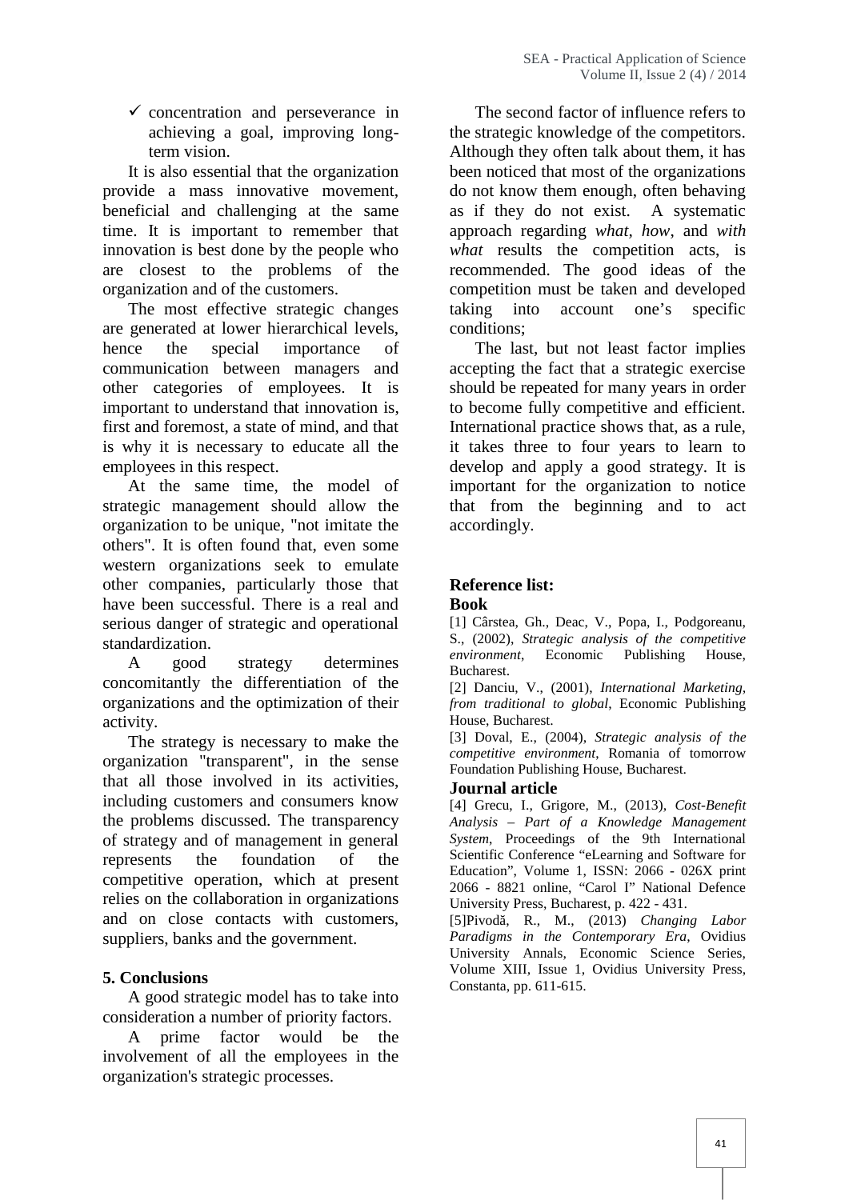- ✓ concentration and perseverance in achieving a goal, improving long-term vision.

It is also essential that the organization provide a mass innovative movement, beneficial and challenging at the same time. It is important to remember that innovation is best done by the people who are closest to the problems of the organization and of the customers.

The most effective strategic changes are generated at lower hierarchical levels, hence the special importance of communication between managers and other categories of employees. It is important to understand that innovation is, first and foremost, a state of mind, and that is why it is necessary to educate all the employees in this respect.

At the same time, the model of strategic management should allow the organization to be unique, "not imitate the others". It is often found that, even some western organizations seek to emulate other companies, particularly those that have been successful. There is a real and serious danger of strategic and operational standardization.

A good strategy determines concomitantly the differentiation of the organizations and the optimization of their activity.

The strategy is necessary to make the organization "transparent", in the sense that all those involved in its activities, including customers and consumers know the problems discussed. The transparency of strategy and of management in general represents the foundation of the competitive operation, which at present relies on the collaboration in organizations and on close contacts with customers, suppliers, banks and the government.

## 5. Conclusions

A good strategic model has to take into consideration a number of priority factors.

A prime factor would be the involvement of all the employees in the organization's strategic processes.

The second factor of influence refers to the strategic knowledge of the competitors. Although they often talk about them, it has been noticed that most of the organizations do not know them enough, often behaving as if they do not exist. A systematic approach regarding *what, how*, and *with what* results the competition acts, is recommended. The good ideas of the competition must be taken and developed taking into account one's specific conditions;

The last, but not least factor implies accepting the fact that a strategic exercise should be repeated for many years in order to become fully competitive and efficient. International practice shows that, as a rule, it takes three to four years to learn to develop and apply a good strategy. It is important for the organization to notice that from the beginning and to act accordingly.

## Reference list:

### Book

[1] Cârstea, Gh., Deac, V., Popa, I., Podgoreanu, S., (2002), *Strategic analysis of the competitive environment*, Economic Publishing House, Bucharest.

[2] Danciu, V., (2001), *International Marketing, from traditional to global*, Economic Publishing House, Bucharest.

[3] Doval, E., (2004), *Strategic analysis of the competitive environment*, Romania of tomorrow Foundation Publishing House, Bucharest.

### Journal article

[4] Grecu, I., Grigore, M., (2013), *Cost-Benefit Analysis – Part of a Knowledge Management System*, Proceedings of the 9th International Scientific Conference "eLearning and Software for Education", Volume 1, ISSN: 2066 - 026X print 2066 - 8821 online, "Carol I" National Defence University Press, Bucharest, p. 422 - 431.

[5]Pivodă, R., M., (2013) *Changing Labor Paradigms in the Contemporary Era*, Ovidius University Annals, Economic Science Series, Volume XIII, Issue 1, Ovidius University Press, Constanta, pp. 611-615.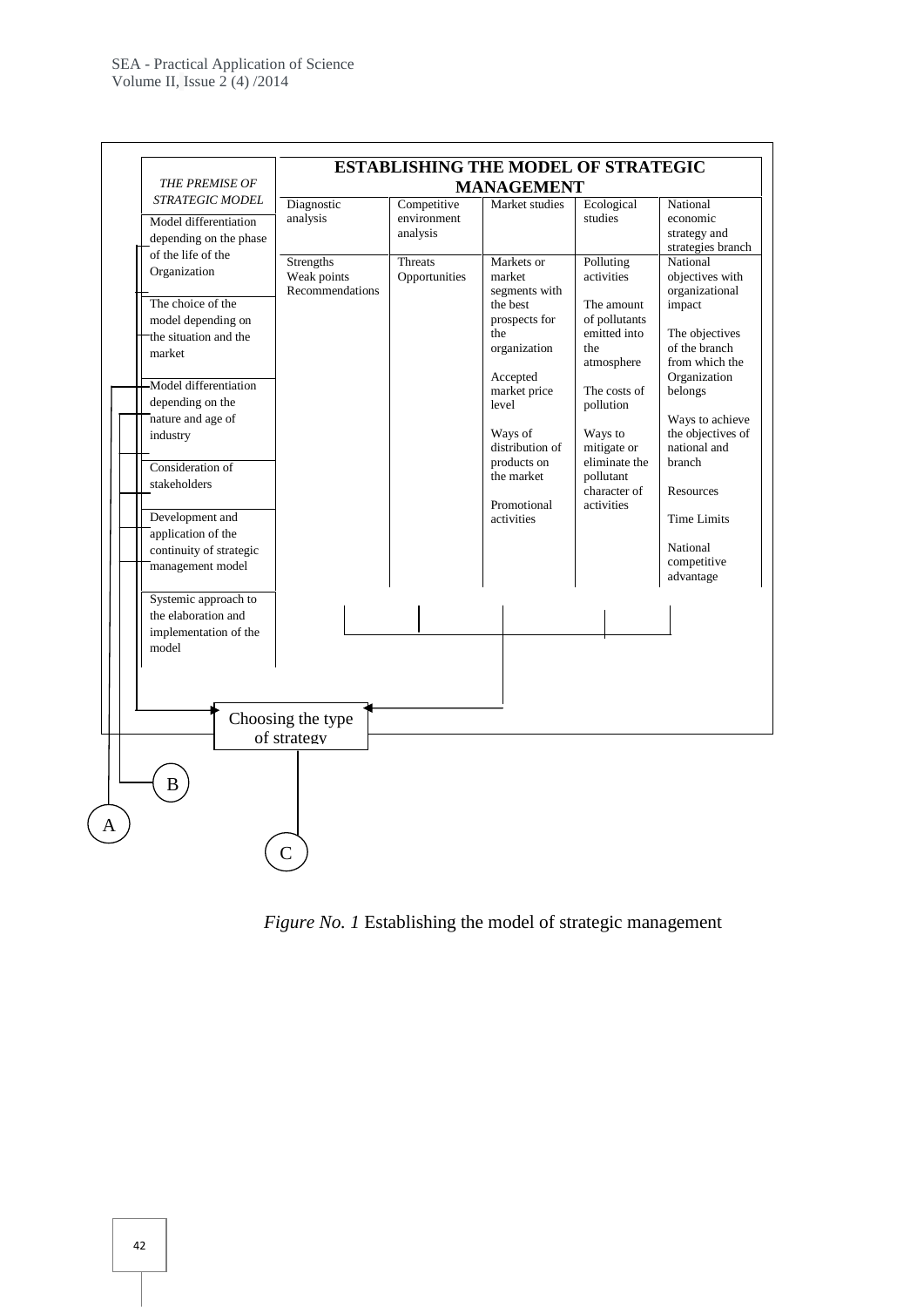| THE PREMISE OF STRATEGIC MODEL | ESTABLISHING THE MODEL OF STRATEGIC MANAGEMENT | | | | |
|---|---|---|---|---|---|
| | Diagnostic analysis | Competitive environment analysis | Market studies | Ecological studies | National economic strategy and strategies branch |
| Model differentiation depending on the phase of the life of the Organization<br>The choice of the model depending on the situation and the market<br>Model differentiation depending on the nature and age of industry<br>Consideration of stakeholders<br>Development and application of the continuity of strategic management model<br>Systemic approach to the elaboration and implementation of the model | Strengths<br>Weak points<br>Recommendations | Threats<br>Opportunities | Markets or market segments with the best prospects for the organization<br>Accepted market price level<br>Ways of distribution of products on the market<br>Promotional activities | Polluting activities<br>The amount of pollutants emitted into the atmosphere<br>The costs of pollution<br>Ways to mitigate or eliminate the pollutant character of activities | National objectives with organizational impact<br>The objectives of the branch from which the Organization belongs<br>Ways to achieve the objectives of national and branch<br>Resources<br>Time Limits<br>National competitive advantage |

Choosing the type of strategy

A

B

C

*Figure No. 1* Establishing the model of strategic management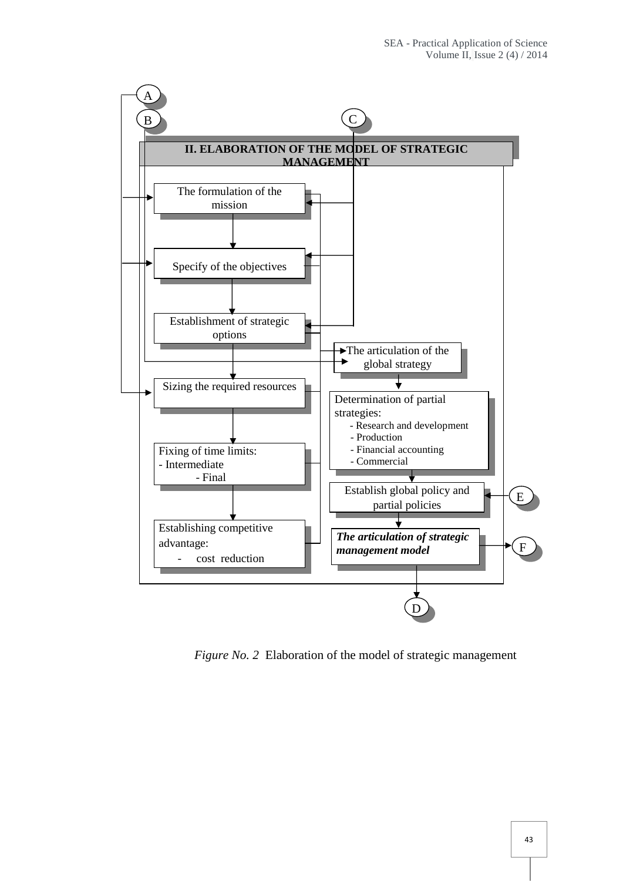**II. ELABORATION OF THE MODEL OF STRATEGIC MANAGEMENT**

- The formulation of the mission
- Specify of the objectives
- Establishment of strategic options
- Sizing the required resources
- Fixing of time limits:
  - Intermediate
  - Final
- Establishing competitive advantage:
  - cost reduction
- The articulation of the global strategy
- Determination of partial strategies:
  - Research and development
  - Production
  - Financial accounting
  - Commercial
- Establish global policy and partial policies
- ***The articulation of strategic management model***

A, B, C, D, E, F

*Figure No. 2* Elaboration of the model of strategic management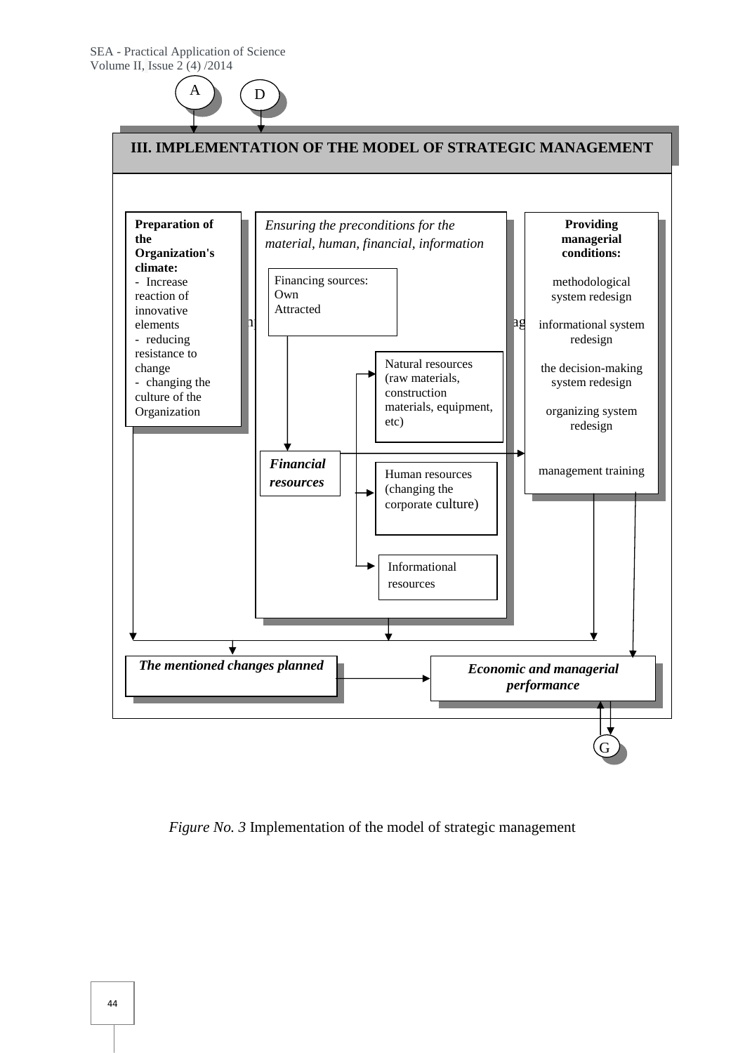A D

**III. IMPLEMENTATION OF THE MODEL OF STRATEGIC MANAGEMENT**

**Preparation of the Organization's climate:**
- Increase reaction of innovative elements
- reducing resistance to change
- changing the culture of the Organization

*Ensuring the preconditions for the material, human, financial, information*

Financing sources:
Own
Attracted

***Financial resources***

Natural resources (raw materials, construction materials, equipment, etc)

Human resources (changing the corporate culture)

Informational resources

**Providing managerial conditions:**

methodological system redesign

informational system redesign

the decision-making system redesign

organizing system redesign

management training

***The mentioned changes planned***

***Economic and managerial performance***

G

*Figure No. 3* Implementation of the model of strategic management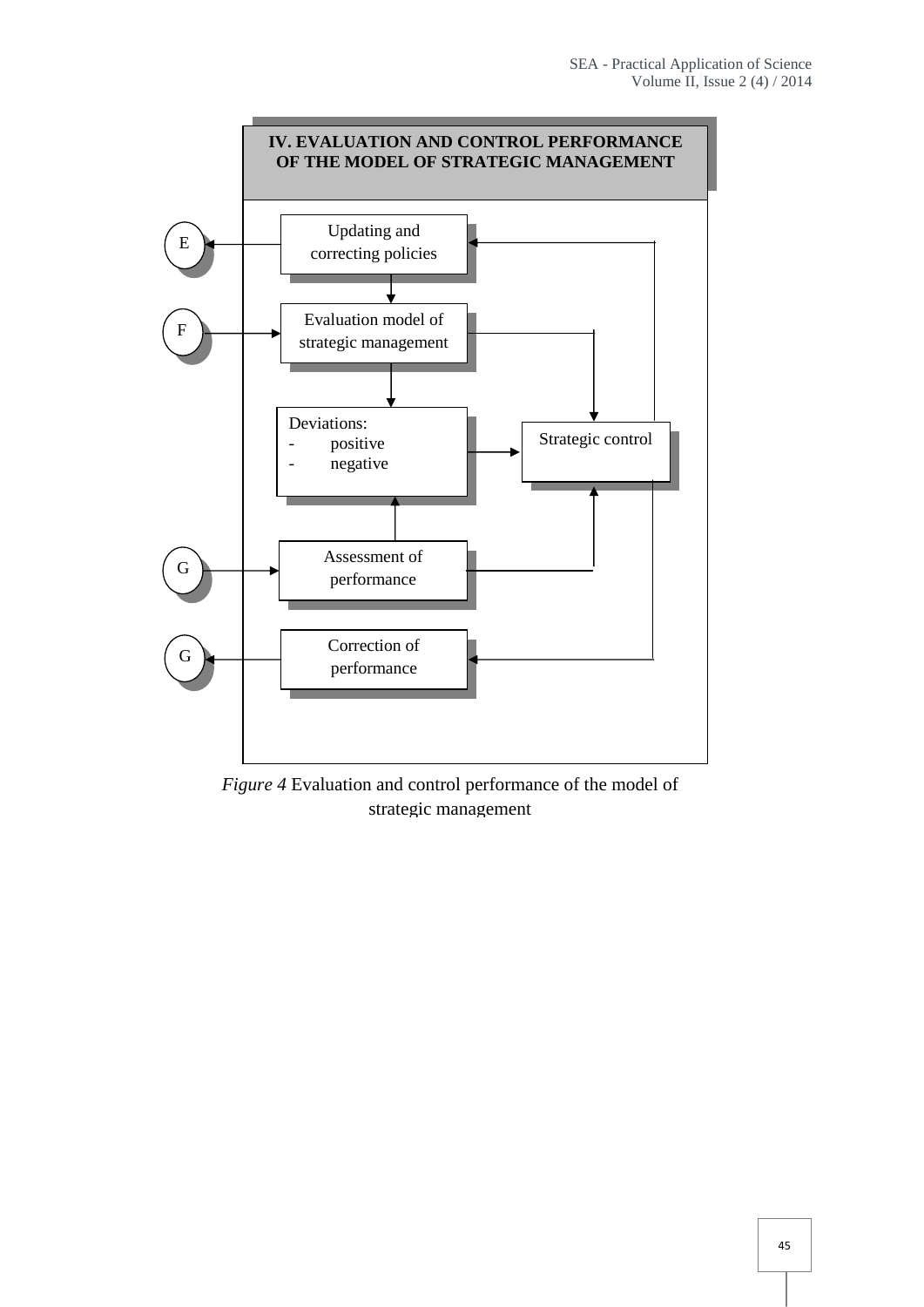**IV. EVALUATION AND CONTROL PERFORMANCE OF THE MODEL OF STRATEGIC MANAGEMENT**

E — Updating and correcting policies

F — Evaluation model of strategic management

Deviations:
- positive
- negative

Strategic control

G — Assessment of performance

G — Correction of performance

*Figure 4* Evaluation and control performance of the model of strategic management